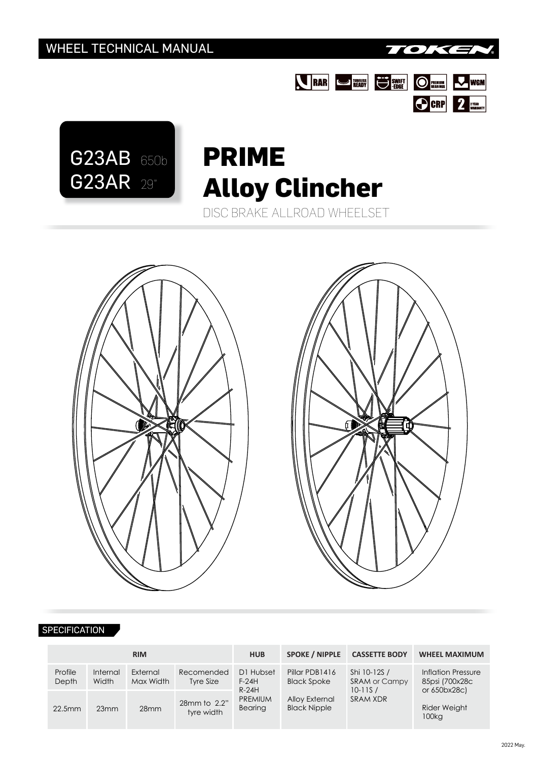# WHEEL TECHNICAL MANUAL

TOKEN

RAR | TUBELESS READY | SWIFT-EDGE | PREMIUM BEARINGS | WGM | CRP | 2 YEAR WARRANTY

G23AB 650b
G23AR 29"

# PRIME
# Alloy Clincher

DISC BRAKE ALLROAD WHEELSET

## SPECIFICATION

| RIM | | | | HUB | SPOKE / NIPPLE | CASSETTE BODY | WHEEL MAXIMUM |
|---|---|---|---|---|---|---|---|
| Profile Depth | Internal Width | External Max Width | Recomended Tyre Size | D1 Hubset F-24H R-24H PREMIUM Bearing | Pillar PDB1416 Black Spoke Alloy External Black Nipple | Shi 10-12S / SRAM or Campy 10-11S / SRAM XDR | Inflation Pressure 85psi (700x28c or 650bx28c) Rider Weight 100kg |
| 22.5mm | 23mm | 28mm | 28mm to 2.2" tyre width | | | | |

2022 May.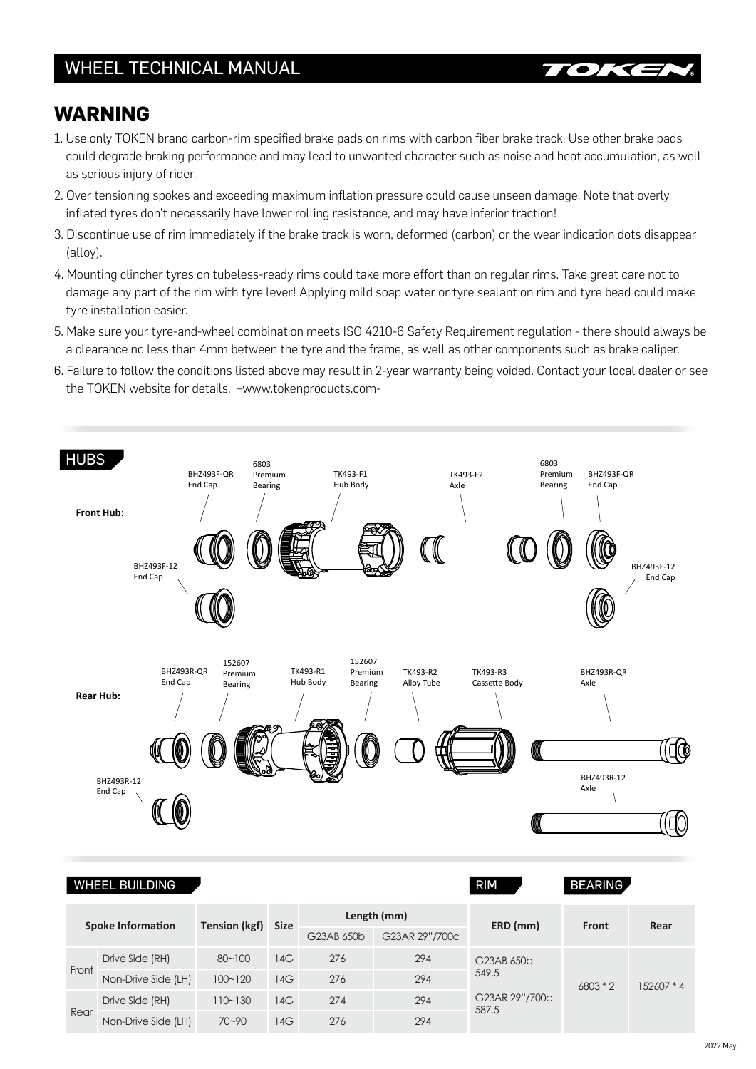## WHEEL TECHNICAL MANUAL

TOKEN

# WARNING

1. Use only TOKEN brand carbon-rim specified brake pads on rims with carbon fiber brake track. Use other brake pads could degrade braking performance and may lead to unwanted character such as noise and heat accumulation, as well as serious injury of rider.
2. Over tensioning spokes and exceeding maximum inflation pressure could cause unseen damage. Note that overly inflated tyres don't necessarily have lower rolling resistance, and may have inferior traction!
3. Discontinue use of rim immediately if the brake track is worn, deformed (carbon) or the wear indication dots disappear (alloy).
4. Mounting clincher tyres on tubeless-ready rims could take more effort than on regular rims. Take great care not to damage any part of the rim with tyre lever! Applying mild soap water or tyre sealant on rim and tyre bead could make tyre installation easier.
5. Make sure your tyre-and-wheel combination meets ISO 4210-6 Safety Requirement regulation - there should always be a clearance no less than 4mm between the tyre and the frame, as well as other components such as brake caliper.
6. Failure to follow the conditions listed above may result in 2-year warranty being voided. Contact your local dealer or see the TOKEN website for details. –www.tokenproducts.com-

## HUBS

**Front Hub:**

BHZ493F-QR End Cap
6803 Premium Bearing
TK493-F1 Hub Body
TK493-F2 Axle
6803 Premium Bearing
BHZ493F-QR End Cap
BHZ493F-12 End Cap
BHZ493F-12 End Cap

**Rear Hub:**

BHZ493R-QR End Cap
152607 Premium Bearing
TK493-R1 Hub Body
152607 Premium Bearing
TK493-R2 Alloy Tube
TK493-R3 Cassette Body
BHZ493R-QR Axle
BHZ493R-12 End Cap
BHZ493R-12 Axle

## WHEEL BUILDING / RIM / BEARING

| Spoke Information | | Tension (kgf) | Size | Length (mm) | | ERD (mm) | Front | Rear |
|---|---|---|---|---|---|---|---|---|
| | | | | G23AB 650b | G23AR 29"/700c | | | |
| Front | Drive Side (RH) | 80~100 | 14G | 276 | 294 | G23AB 650b 549.5 | 6803 * 2 | 152607 * 4 |
| | Non-Drive Side (LH) | 100~120 | 14G | 276 | 294 | | | |
| Rear | Drive Side (RH) | 110~130 | 14G | 274 | 294 | G23AR 29"/700c 587.5 | | |
| | Non-Drive Side (LH) | 70~90 | 14G | 276 | 294 | | | |

2022 May.